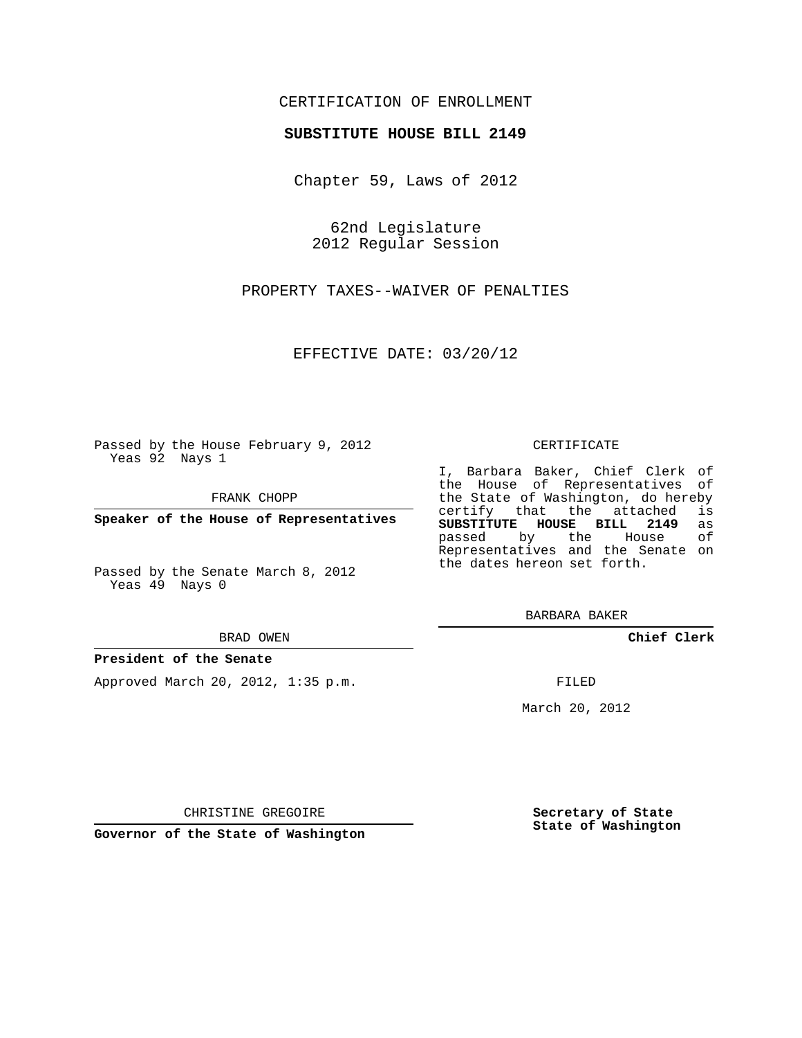CERTIFICATION OF ENROLLMENT

**SUBSTITUTE HOUSE BILL 2149**

Chapter 59, Laws of 2012

62nd Legislature
2012 Regular Session

PROPERTY TAXES--WAIVER OF PENALTIES

EFFECTIVE DATE: 03/20/12

Passed by the House February 9, 2012
Yeas 92 Nays 1

FRANK CHOPP

**Speaker of the House of Representatives**

Passed by the Senate March 8, 2012
Yeas 49 Nays 0

BRAD OWEN

**President of the Senate**

Approved March 20, 2012, 1:35 p.m.

CHRISTINE GREGOIRE

**Governor of the State of Washington**

CERTIFICATE

I, Barbara Baker, Chief Clerk of the House of Representatives of the State of Washington, do hereby certify that the attached is **SUBSTITUTE HOUSE BILL 2149** as passed by the House of Representatives and the Senate on the dates hereon set forth.

BARBARA BAKER

**Chief Clerk**

FILED

March 20, 2012

**Secretary of State**
**State of Washington**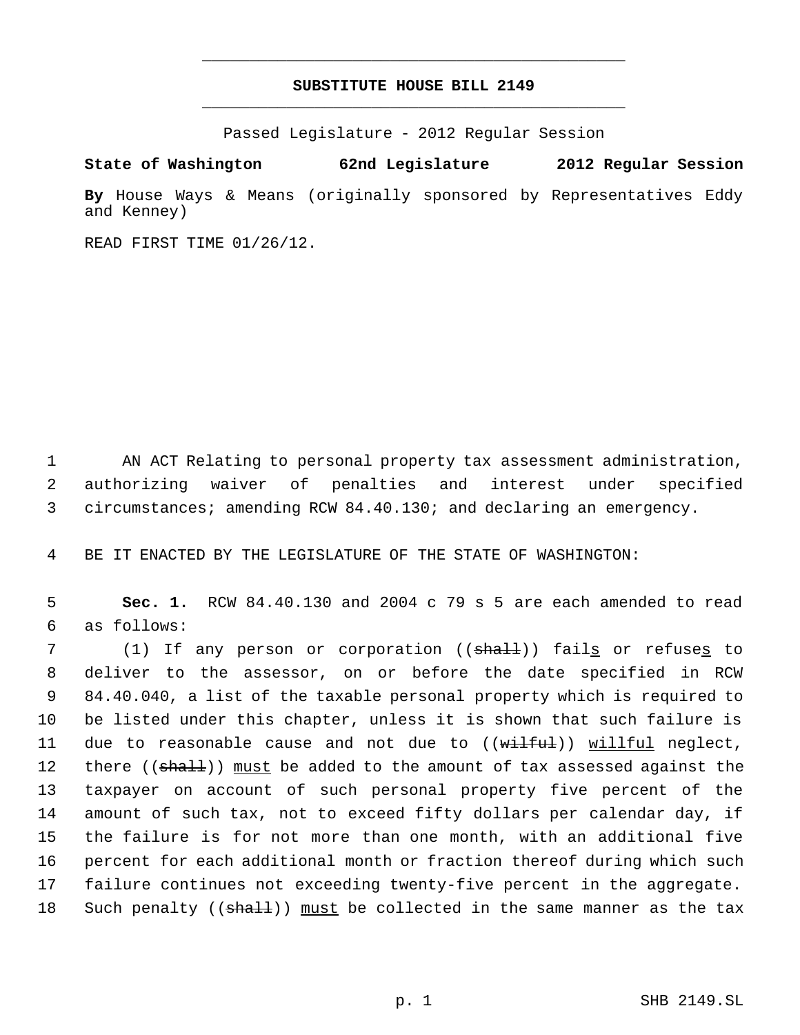# SUBSTITUTE HOUSE BILL 2149

Passed Legislature - 2012 Regular Session

**State of Washington 62nd Legislature 2012 Regular Session**

**By** House Ways & Means (originally sponsored by Representatives Eddy and Kenney)

READ FIRST TIME 01/26/12.

AN ACT Relating to personal property tax assessment administration, authorizing waiver of penalties and interest under specified circumstances; amending RCW 84.40.130; and declaring an emergency.

BE IT ENACTED BY THE LEGISLATURE OF THE STATE OF WASHINGTON:

**Sec. 1.** RCW 84.40.130 and 2004 c 79 s 5 are each amended to read as follows:

(1) If any person or corporation ((~~shall~~)) fail<u>s</u> or refuse<u>s</u> to deliver to the assessor, on or before the date specified in RCW 84.40.040, a list of the taxable personal property which is required to be listed under this chapter, unless it is shown that such failure is due to reasonable cause and not due to ((~~wilful~~)) <u>willful</u> neglect, there ((~~shall~~)) <u>must</u> be added to the amount of tax assessed against the taxpayer on account of such personal property five percent of the amount of such tax, not to exceed fifty dollars per calendar day, if the failure is for not more than one month, with an additional five percent for each additional month or fraction thereof during which such failure continues not exceeding twenty-five percent in the aggregate. Such penalty ((~~shall~~)) <u>must</u> be collected in the same manner as the tax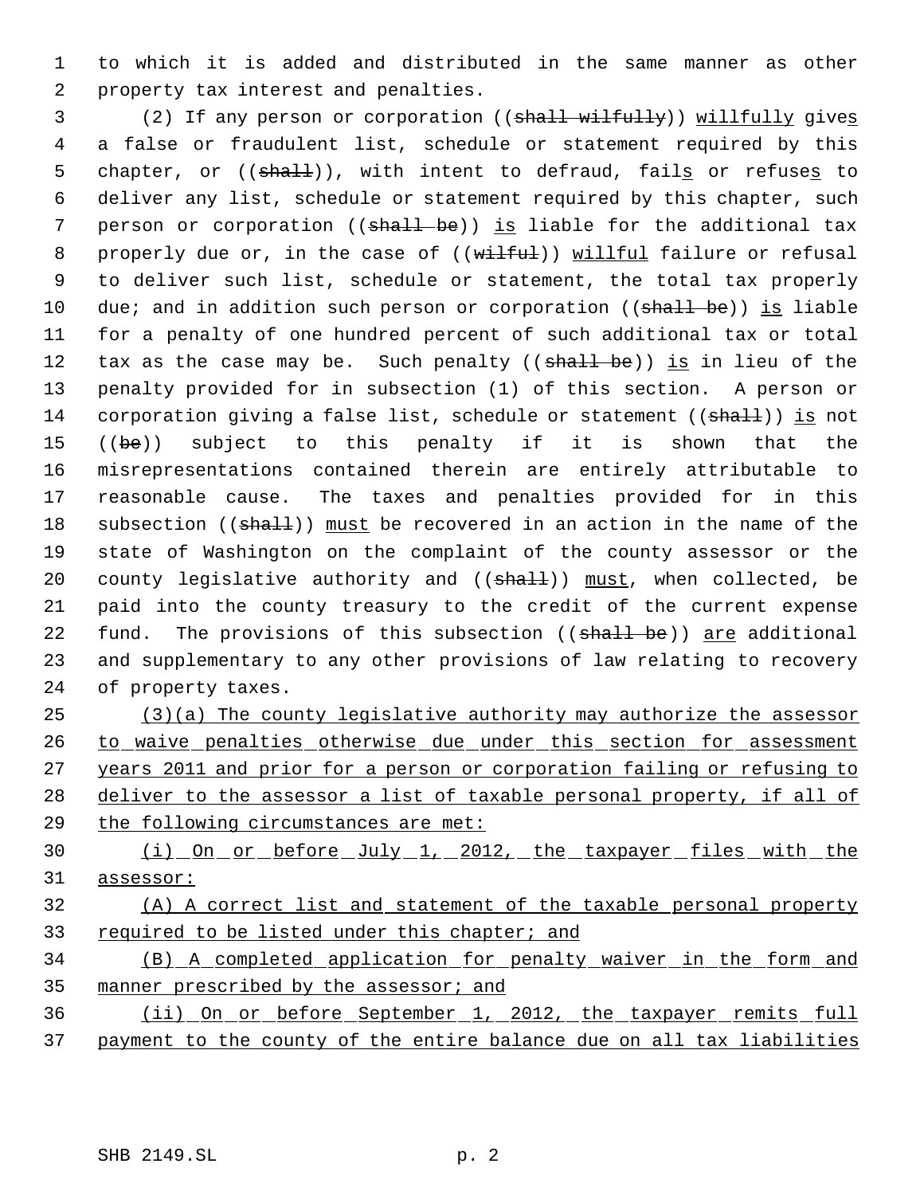to which it is added and distributed in the same manner as other property tax interest and penalties.

(2) If any person or corporation ((~~shall wilfully~~)) willfully gives a false or fraudulent list, schedule or statement required by this chapter, or ((~~shall~~)), with intent to defraud, fails or refuses to deliver any list, schedule or statement required by this chapter, such person or corporation ((~~shall be~~)) is liable for the additional tax properly due or, in the case of ((~~wilful~~)) willful failure or refusal to deliver such list, schedule or statement, the total tax properly due; and in addition such person or corporation ((~~shall be~~)) is liable for a penalty of one hundred percent of such additional tax or total tax as the case may be. Such penalty ((~~shall be~~)) is in lieu of the penalty provided for in subsection (1) of this section. A person or corporation giving a false list, schedule or statement ((~~shall~~)) is not ((~~be~~)) subject to this penalty if it is shown that the misrepresentations contained therein are entirely attributable to reasonable cause. The taxes and penalties provided for in this subsection ((~~shall~~)) must be recovered in an action in the name of the state of Washington on the complaint of the county assessor or the county legislative authority and ((~~shall~~)) must, when collected, be paid into the county treasury to the credit of the current expense fund. The provisions of this subsection ((~~shall be~~)) are additional and supplementary to any other provisions of law relating to recovery of property taxes.

(3)(a) The county legislative authority may authorize the assessor to waive penalties otherwise due under this section for assessment years 2011 and prior for a person or corporation failing or refusing to deliver to the assessor a list of taxable personal property, if all of the following circumstances are met:

(i) On or before July 1, 2012, the taxpayer files with the assessor:

(A) A correct list and statement of the taxable personal property required to be listed under this chapter; and

(B) A completed application for penalty waiver in the form and manner prescribed by the assessor; and

(ii) On or before September 1, 2012, the taxpayer remits full payment to the county of the entire balance due on all tax liabilities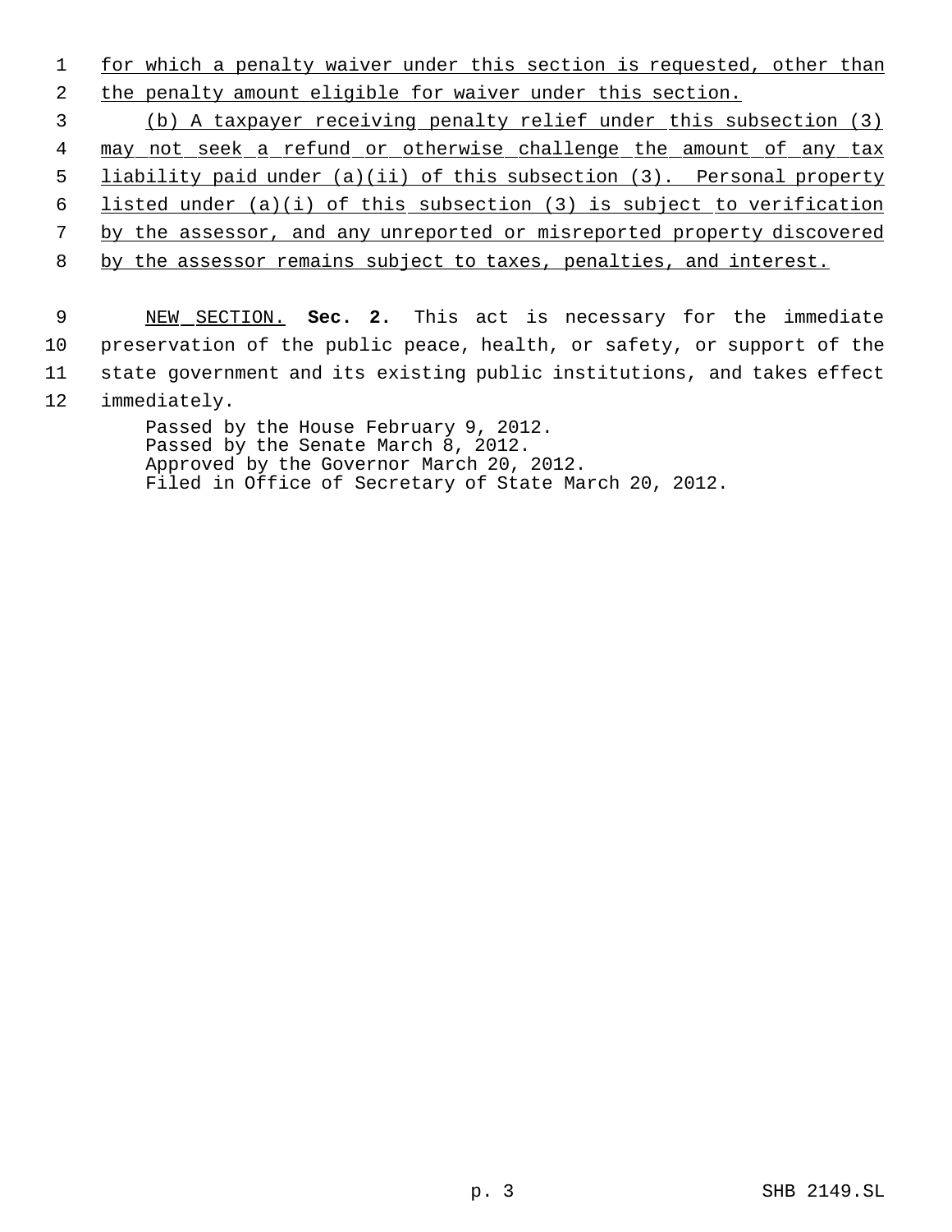for which a penalty waiver under this section is requested, other than the penalty amount eligible for waiver under this section.

(b) A taxpayer receiving penalty relief under this subsection (3) may not seek a refund or otherwise challenge the amount of any tax liability paid under (a)(ii) of this subsection (3). Personal property listed under (a)(i) of this subsection (3) is subject to verification by the assessor, and any unreported or misreported property discovered by the assessor remains subject to taxes, penalties, and interest.

NEW SECTION. **Sec. 2.** This act is necessary for the immediate preservation of the public peace, health, or safety, or support of the state government and its existing public institutions, and takes effect immediately.

Passed by the House February 9, 2012.
Passed by the Senate March 8, 2012.
Approved by the Governor March 20, 2012.
Filed in Office of Secretary of State March 20, 2012.